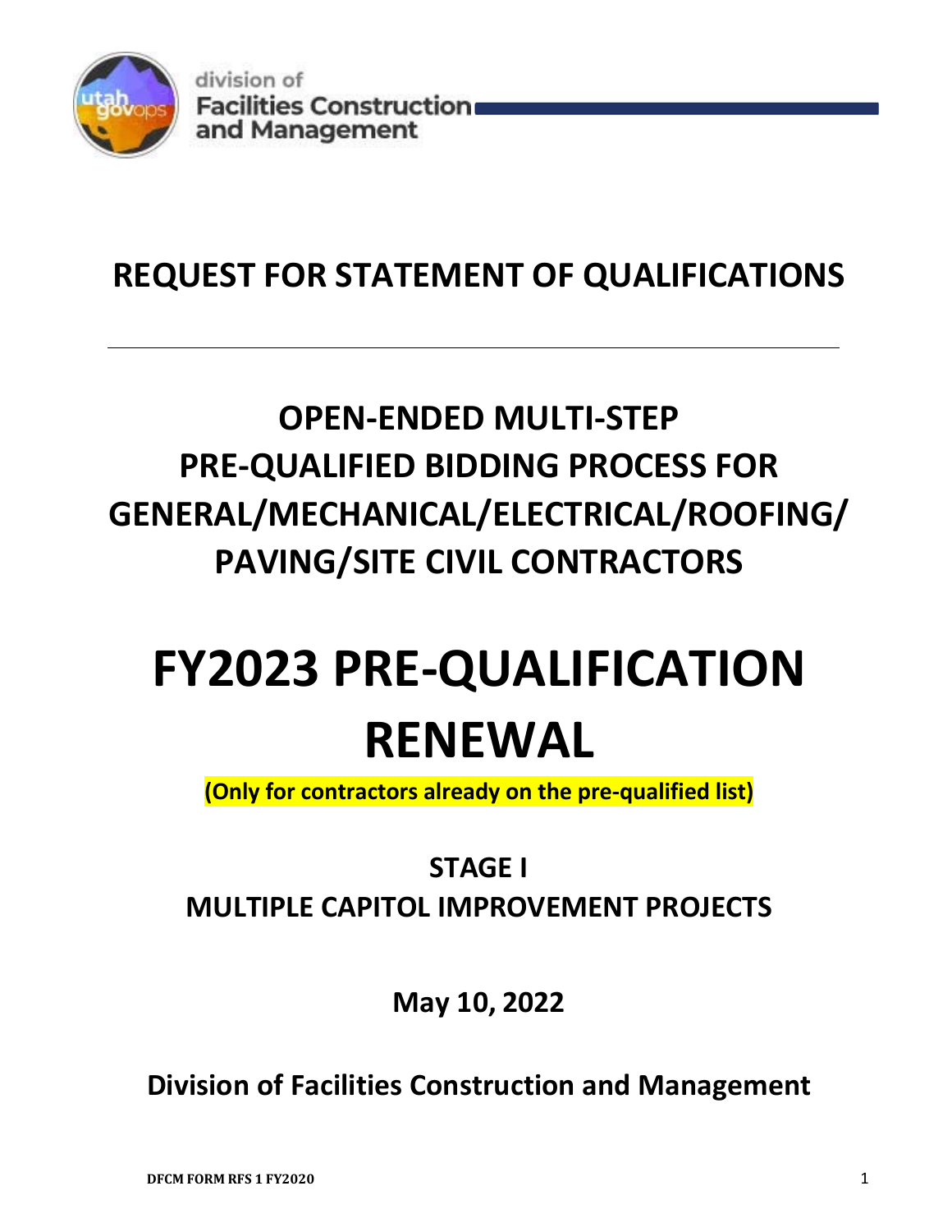division of
Facilities Construction
and Management

# REQUEST FOR STATEMENT OF QUALIFICATIONS

---

# OPEN-ENDED MULTI-STEP PRE-QUALIFIED BIDDING PROCESS FOR GENERAL/MECHANICAL/ELECTRICAL/ROOFING/ PAVING/SITE CIVIL CONTRACTORS

# FY2023 PRE-QUALIFICATION RENEWAL

**(Only for contractors already on the pre-qualified list)**

## STAGE I
## MULTIPLE CAPITOL IMPROVEMENT PROJECTS

**May 10, 2022**

**Division of Facilities Construction and Management**

DFCM FORM RFS 1 FY2020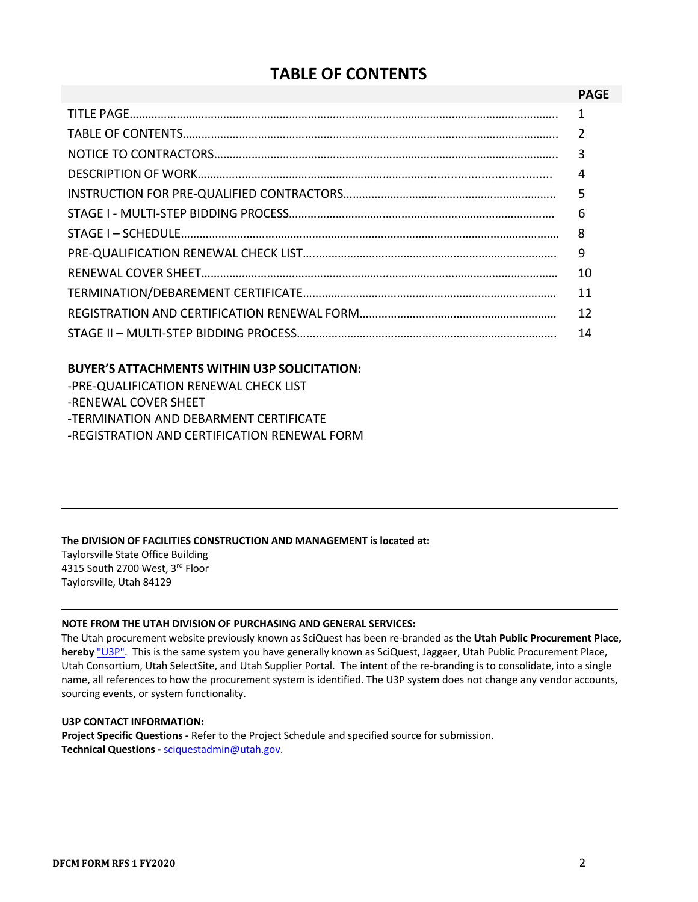# TABLE OF CONTENTS

| | PAGE |
|---|---|
| TITLE PAGE…………………………………………………………………………………………………………… | 1 |
| TABLE OF CONTENTS………………………………………………………………………………………………… | 2 |
| NOTICE TO CONTRACTORS………………………………………………………………………………………… | 3 |
| DESCRIPTION OF WORK…………………………………………………………………………………………… | 4 |
| INSTRUCTION FOR PRE-QUALIFIED CONTRACTORS…………………………………………………………… | 5 |
| STAGE I - MULTI-STEP BIDDING PROCESS……………………………………………………………………… | 6 |
| STAGE I – SCHEDULE………………………………………………………………………………………………… | 8 |
| PRE-QUALIFICATION RENEWAL CHECK LIST………………………………………………………………… | 9 |
| RENEWAL COVER SHEET…………………………………………………………………………………………… | 10 |
| TERMINATION/DEBAREMENT CERTIFICATE………………………………………………………………… | 11 |
| REGISTRATION AND CERTIFICATION RENEWAL FORM……………………………………………………… | 12 |
| STAGE II – MULTI-STEP BIDDING PROCESS……………………………………………………………………… | 14 |

**BUYER'S ATTACHMENTS WITHIN U3P SOLICITATION:**

-PRE-QUALIFICATION RENEWAL CHECK LIST
-RENEWAL COVER SHEET
-TERMINATION AND DEBARMENT CERTIFICATE
-REGISTRATION AND CERTIFICATION RENEWAL FORM

---

**The DIVISION OF FACILITIES CONSTRUCTION AND MANAGEMENT is located at:**
Taylorsville State Office Building
4315 South 2700 West, 3rd Floor
Taylorsville, Utah 84129

---

**NOTE FROM THE UTAH DIVISION OF PURCHASING AND GENERAL SERVICES:**
The Utah procurement website previously known as SciQuest has been re-branded as the **Utah Public Procurement Place, hereby** "U3P". This is the same system you have generally known as SciQuest, Jaggaer, Utah Public Procurement Place, Utah Consortium, Utah SelectSite, and Utah Supplier Portal. The intent of the re-branding is to consolidate, into a single name, all references to how the procurement system is identified. The U3P system does not change any vendor accounts, sourcing events, or system functionality.

**U3P CONTACT INFORMATION:**
**Project Specific Questions -** Refer to the Project Schedule and specified source for submission.
**Technical Questions -** sciquestadmin@utah.gov.

DFCM FORM RFS 1 FY2020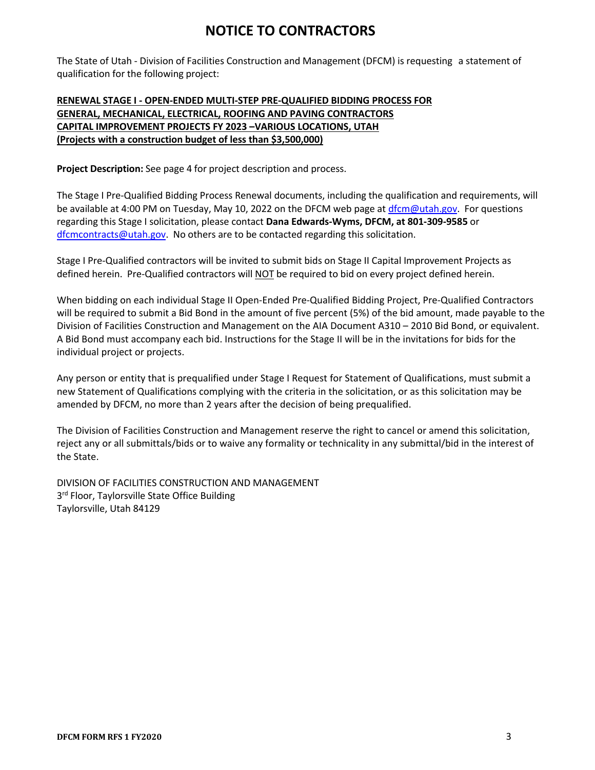# NOTICE TO CONTRACTORS

The State of Utah - Division of Facilities Construction and Management (DFCM) is requesting a statement of qualification for the following project:

**RENEWAL STAGE I - OPEN-ENDED MULTI-STEP PRE-QUALIFIED BIDDING PROCESS FOR GENERAL, MECHANICAL, ELECTRICAL, ROOFING AND PAVING CONTRACTORS CAPITAL IMPROVEMENT PROJECTS FY 2023 –VARIOUS LOCATIONS, UTAH (Projects with a construction budget of less than $3,500,000)**

**Project Description:** See page 4 for project description and process.

The Stage I Pre-Qualified Bidding Process Renewal documents, including the qualification and requirements, will be available at 4:00 PM on Tuesday, May 10, 2022 on the DFCM web page at dfcm@utah.gov. For questions regarding this Stage I solicitation, please contact **Dana Edwards-Wyms, DFCM, at 801-309-9585** or dfcmcontracts@utah.gov. No others are to be contacted regarding this solicitation.

Stage I Pre-Qualified contractors will be invited to submit bids on Stage II Capital Improvement Projects as defined herein. Pre-Qualified contractors will NOT be required to bid on every project defined herein.

When bidding on each individual Stage II Open-Ended Pre-Qualified Bidding Project, Pre-Qualified Contractors will be required to submit a Bid Bond in the amount of five percent (5%) of the bid amount, made payable to the Division of Facilities Construction and Management on the AIA Document A310 – 2010 Bid Bond, or equivalent. A Bid Bond must accompany each bid. Instructions for the Stage II will be in the invitations for bids for the individual project or projects.

Any person or entity that is prequalified under Stage I Request for Statement of Qualifications, must submit a new Statement of Qualifications complying with the criteria in the solicitation, or as this solicitation may be amended by DFCM, no more than 2 years after the decision of being prequalified.

The Division of Facilities Construction and Management reserve the right to cancel or amend this solicitation, reject any or all submittals/bids or to waive any formality or technicality in any submittal/bid in the interest of the State.

DIVISION OF FACILITIES CONSTRUCTION AND MANAGEMENT
3rd Floor, Taylorsville State Office Building
Taylorsville, Utah 84129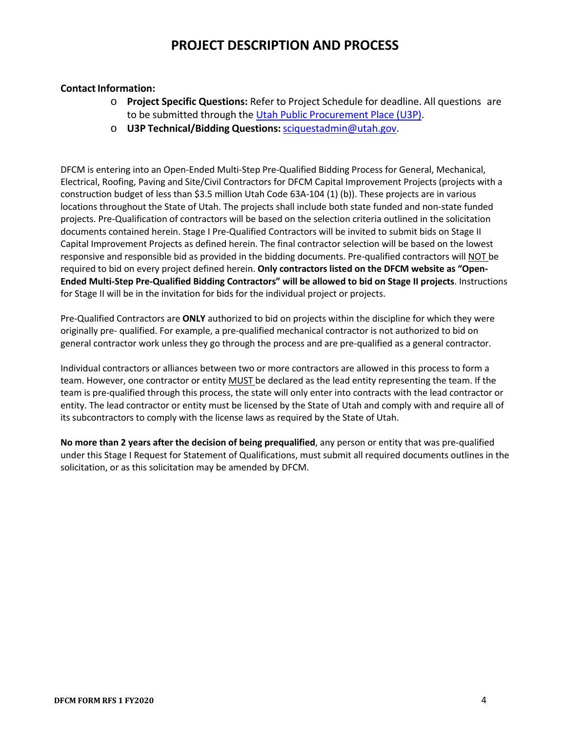# PROJECT DESCRIPTION AND PROCESS

**Contact Information:**

- **Project Specific Questions:** Refer to Project Schedule for deadline. All questions are to be submitted through the [Utah Public Procurement Place (U3P)](#).
- **U3P Technical/Bidding Questions:** [sciquestadmin@utah.gov](mailto:sciquestadmin@utah.gov).

DFCM is entering into an Open-Ended Multi-Step Pre-Qualified Bidding Process for General, Mechanical, Electrical, Roofing, Paving and Site/Civil Contractors for DFCM Capital Improvement Projects (projects with a construction budget of less than $3.5 million Utah Code 63A-104 (1) (b)). These projects are in various locations throughout the State of Utah. The projects shall include both state funded and non-state funded projects. Pre-Qualification of contractors will be based on the selection criteria outlined in the solicitation documents contained herein. Stage I Pre-Qualified Contractors will be invited to submit bids on Stage II Capital Improvement Projects as defined herein. The final contractor selection will be based on the lowest responsive and responsible bid as provided in the bidding documents. Pre-qualified contractors will NOT be required to bid on every project defined herein. **Only contractors listed on the DFCM website as "Open-Ended Multi-Step Pre-Qualified Bidding Contractors" will be allowed to bid on Stage II projects**. Instructions for Stage II will be in the invitation for bids for the individual project or projects.

Pre-Qualified Contractors are **ONLY** authorized to bid on projects within the discipline for which they were originally pre- qualified. For example, a pre-qualified mechanical contractor is not authorized to bid on general contractor work unless they go through the process and are pre-qualified as a general contractor.

Individual contractors or alliances between two or more contractors are allowed in this process to form a team. However, one contractor or entity MUST be declared as the lead entity representing the team. If the team is pre-qualified through this process, the state will only enter into contracts with the lead contractor or entity. The lead contractor or entity must be licensed by the State of Utah and comply with and require all of its subcontractors to comply with the license laws as required by the State of Utah.

**No more than 2 years after the decision of being prequalified**, any person or entity that was pre-qualified under this Stage I Request for Statement of Qualifications, must submit all required documents outlines in the solicitation, or as this solicitation may be amended by DFCM.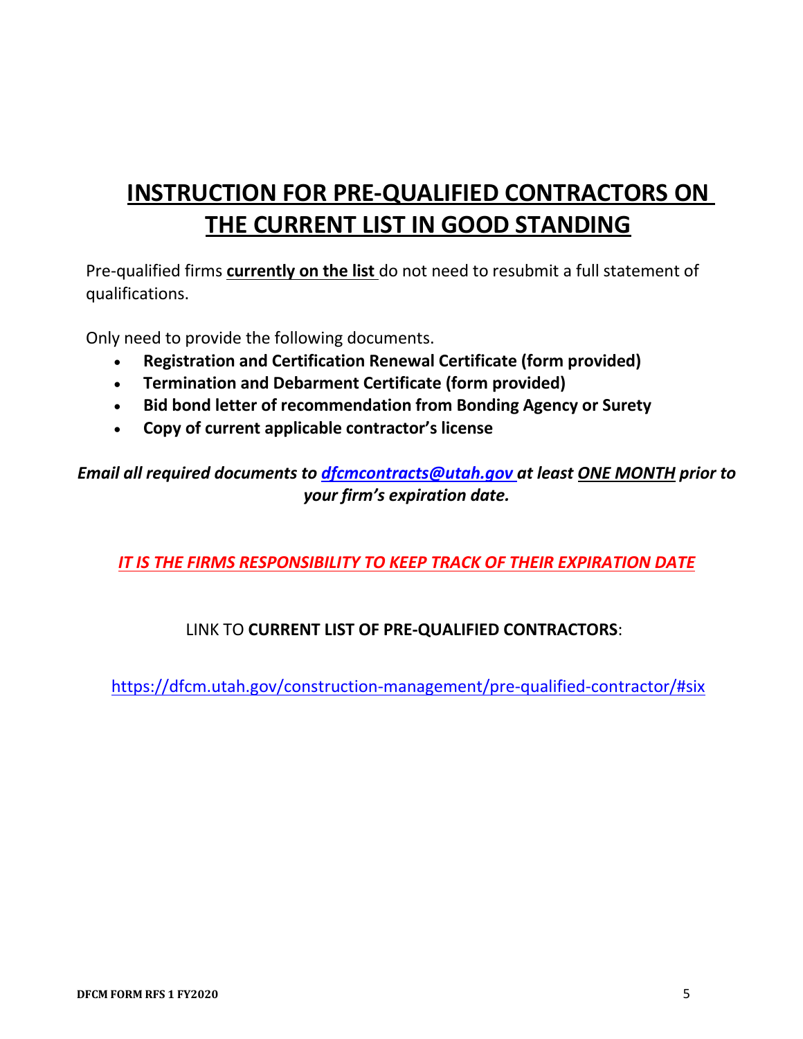# INSTRUCTION FOR PRE-QUALIFIED CONTRACTORS ON THE CURRENT LIST IN GOOD STANDING

Pre-qualified firms **currently on the list** do not need to resubmit a full statement of qualifications.

Only need to provide the following documents.

- **Registration and Certification Renewal Certificate (form provided)**
- **Termination and Debarment Certificate (form provided)**
- **Bid bond letter of recommendation from Bonding Agency or Surety**
- **Copy of current applicable contractor's license**

***Email all required documents to [dfcmcontracts@utah.gov](mailto:dfcmcontracts@utah.gov) at least ONE MONTH prior to your firm's expiration date.***

***IT IS THE FIRMS RESPONSIBILITY TO KEEP TRACK OF THEIR EXPIRATION DATE***

LINK TO **CURRENT LIST OF PRE-QUALIFIED CONTRACTORS**:

https://dfcm.utah.gov/construction-management/pre-qualified-contractor/#six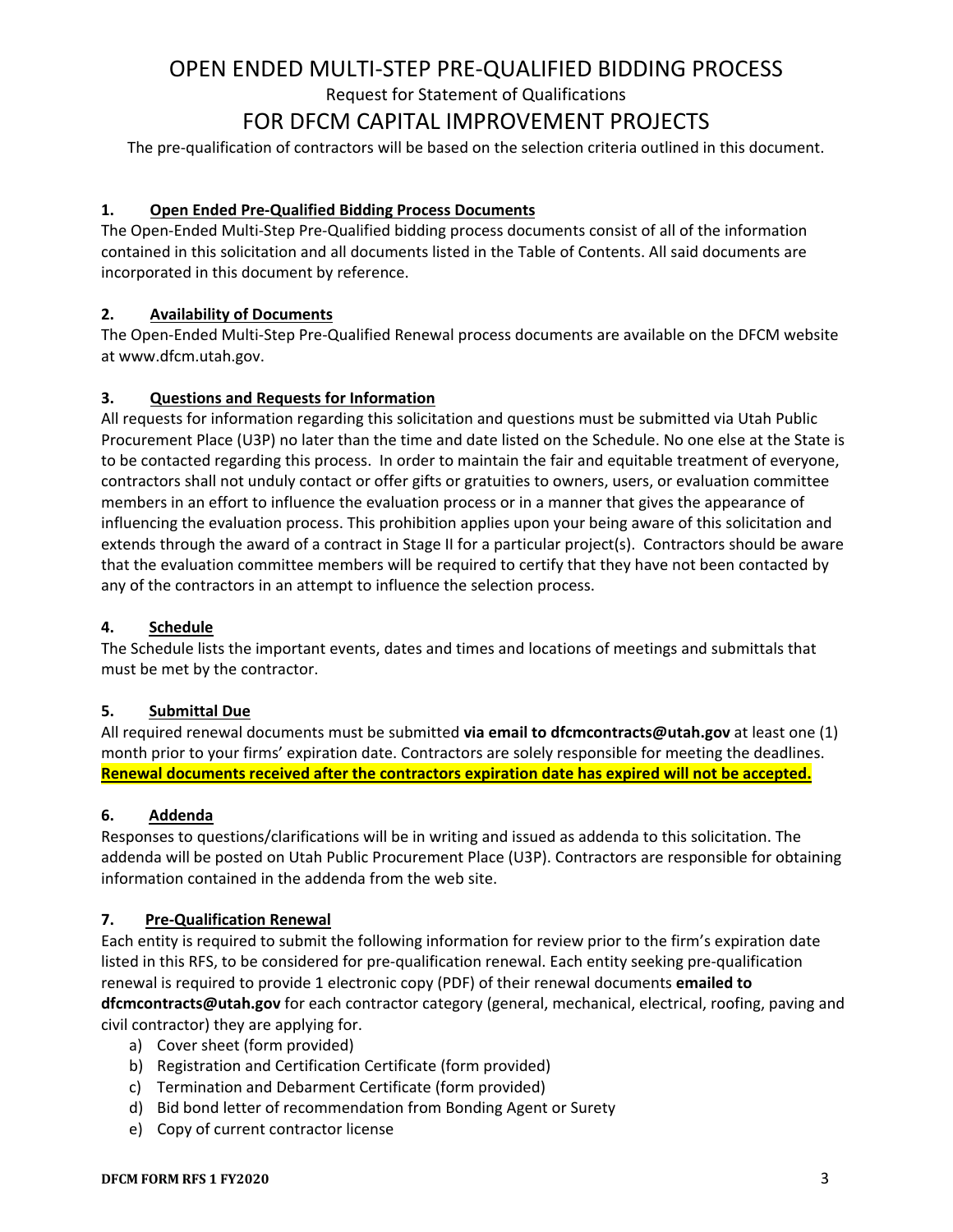# OPEN ENDED MULTI-STEP PRE-QUALIFIED BIDDING PROCESS

Request for Statement of Qualifications

## FOR DFCM CAPITAL IMPROVEMENT PROJECTS

The pre-qualification of contractors will be based on the selection criteria outlined in this document.

### 1. Open Ended Pre-Qualified Bidding Process Documents

The Open-Ended Multi-Step Pre-Qualified bidding process documents consist of all of the information contained in this solicitation and all documents listed in the Table of Contents. All said documents are incorporated in this document by reference.

### 2. Availability of Documents

The Open-Ended Multi-Step Pre-Qualified Renewal process documents are available on the DFCM website at www.dfcm.utah.gov.

### 3. Questions and Requests for Information

All requests for information regarding this solicitation and questions must be submitted via Utah Public Procurement Place (U3P) no later than the time and date listed on the Schedule. No one else at the State is to be contacted regarding this process. In order to maintain the fair and equitable treatment of everyone, contractors shall not unduly contact or offer gifts or gratuities to owners, users, or evaluation committee members in an effort to influence the evaluation process or in a manner that gives the appearance of influencing the evaluation process. This prohibition applies upon your being aware of this solicitation and extends through the award of a contract in Stage II for a particular project(s). Contractors should be aware that the evaluation committee members will be required to certify that they have not been contacted by any of the contractors in an attempt to influence the selection process.

### 4. Schedule

The Schedule lists the important events, dates and times and locations of meetings and submittals that must be met by the contractor.

### 5. Submittal Due

All required renewal documents must be submitted **via email to dfcmcontracts@utah.gov** at least one (1) month prior to your firms' expiration date. Contractors are solely responsible for meeting the deadlines. **Renewal documents received after the contractors expiration date has expired will not be accepted.**

### 6. Addenda

Responses to questions/clarifications will be in writing and issued as addenda to this solicitation. The addenda will be posted on Utah Public Procurement Place (U3P). Contractors are responsible for obtaining information contained in the addenda from the web site.

### 7. Pre-Qualification Renewal

Each entity is required to submit the following information for review prior to the firm's expiration date listed in this RFS, to be considered for pre-qualification renewal. Each entity seeking pre-qualification renewal is required to provide 1 electronic copy (PDF) of their renewal documents **emailed to dfcmcontracts@utah.gov** for each contractor category (general, mechanical, electrical, roofing, paving and civil contractor) they are applying for.

a) Cover sheet (form provided)
b) Registration and Certification Certificate (form provided)
c) Termination and Debarment Certificate (form provided)
d) Bid bond letter of recommendation from Bonding Agent or Surety
e) Copy of current contractor license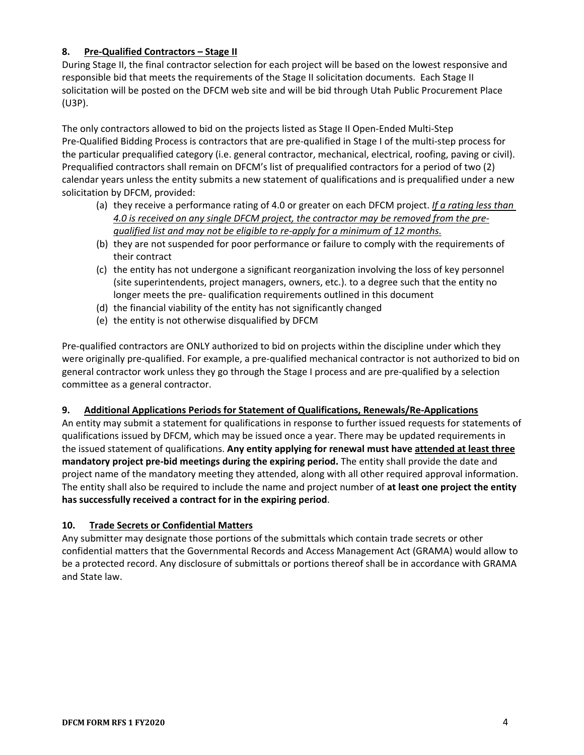### 8. <u>Pre-Qualified Contractors – Stage II</u>

During Stage II, the final contractor selection for each project will be based on the lowest responsive and responsible bid that meets the requirements of the Stage II solicitation documents. Each Stage II solicitation will be posted on the DFCM web site and will be bid through Utah Public Procurement Place (U3P).

The only contractors allowed to bid on the projects listed as Stage II Open-Ended Multi-Step Pre-Qualified Bidding Process is contractors that are pre-qualified in Stage I of the multi-step process for the particular prequalified category (i.e. general contractor, mechanical, electrical, roofing, paving or civil). Prequalified contractors shall remain on DFCM's list of prequalified contractors for a period of two (2) calendar years unless the entity submits a new statement of qualifications and is prequalified under a new solicitation by DFCM, provided:

(a) they receive a performance rating of 4.0 or greater on each DFCM project. <u>*If a rating less than 4.0 is received on any single DFCM project, the contractor may be removed from the pre-qualified list and may not be eligible to re-apply for a minimum of 12 months.*</u>
(b) they are not suspended for poor performance or failure to comply with the requirements of their contract
(c) the entity has not undergone a significant reorganization involving the loss of key personnel (site superintendents, project managers, owners, etc.). to a degree such that the entity no longer meets the pre- qualification requirements outlined in this document
(d) the financial viability of the entity has not significantly changed
(e) the entity is not otherwise disqualified by DFCM

Pre-qualified contractors are ONLY authorized to bid on projects within the discipline under which they were originally pre-qualified. For example, a pre-qualified mechanical contractor is not authorized to bid on general contractor work unless they go through the Stage I process and are pre-qualified by a selection committee as a general contractor.

### 9. <u>Additional Applications Periods for Statement of Qualifications, Renewals/Re-Applications</u>

An entity may submit a statement for qualifications in response to further issued requests for statements of qualifications issued by DFCM, which may be issued once a year. There may be updated requirements in the issued statement of qualifications. **Any entity applying for renewal must have <u>attended at least three</u> mandatory project pre-bid meetings during the expiring period.** The entity shall provide the date and project name of the mandatory meeting they attended, along with all other required approval information. The entity shall also be required to include the name and project number of **at least one project the entity has successfully received a contract for in the expiring period**.

### 10. <u>Trade Secrets or Confidential Matters</u>

Any submitter may designate those portions of the submittals which contain trade secrets or other confidential matters that the Governmental Records and Access Management Act (GRAMA) would allow to be a protected record. Any disclosure of submittals or portions thereof shall be in accordance with GRAMA and State law.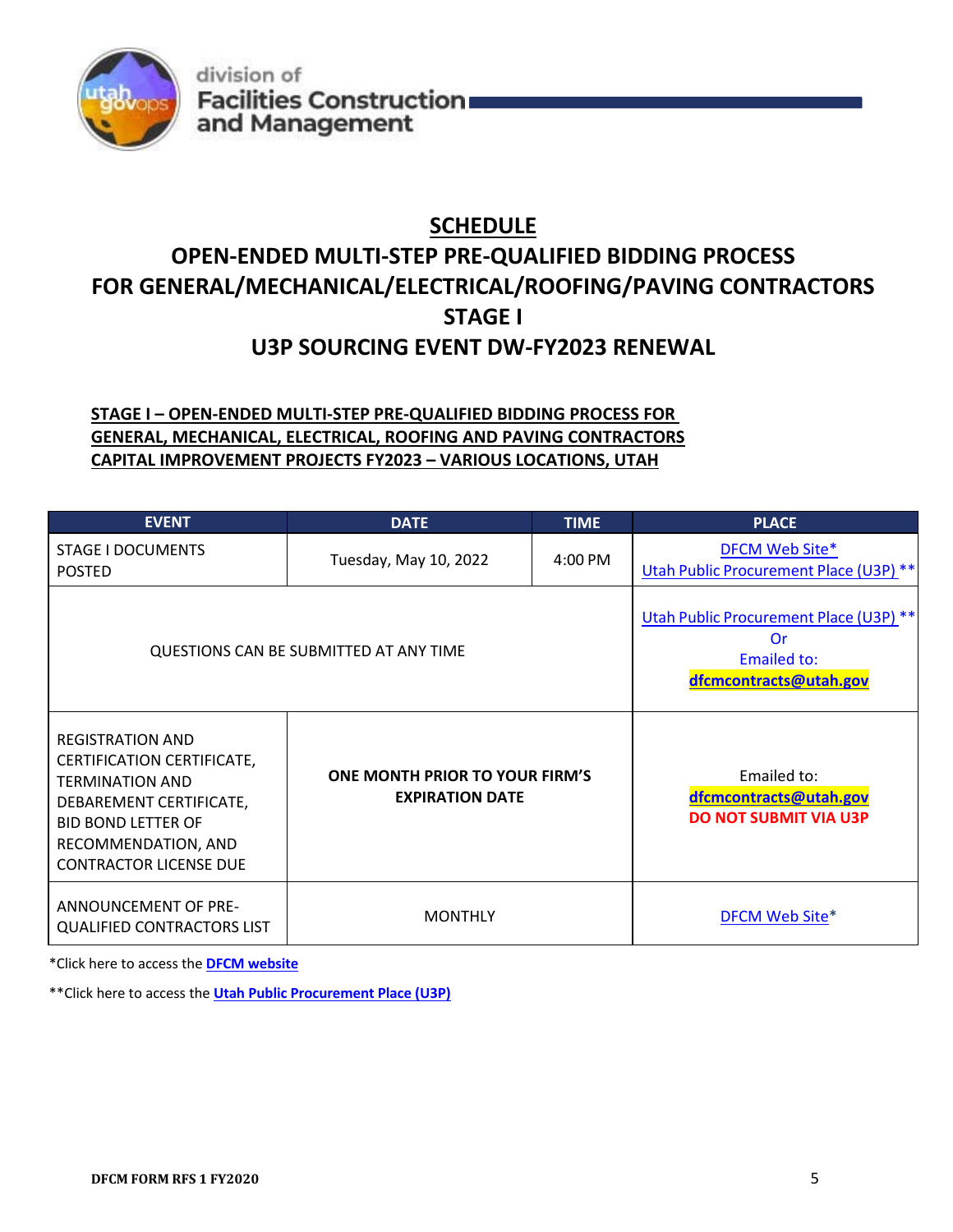division of
Facilities Construction
and Management

# SCHEDULE

# OPEN-ENDED MULTI-STEP PRE-QUALIFIED BIDDING PROCESS FOR GENERAL/MECHANICAL/ELECTRICAL/ROOFING/PAVING CONTRACTORS STAGE I U3P SOURCING EVENT DW-FY2023 RENEWAL

**STAGE I – OPEN-ENDED MULTI-STEP PRE-QUALIFIED BIDDING PROCESS FOR GENERAL, MECHANICAL, ELECTRICAL, ROOFING AND PAVING CONTRACTORS CAPITAL IMPROVEMENT PROJECTS FY2023 – VARIOUS LOCATIONS, UTAH**

| EVENT | DATE | TIME | PLACE |
|---|---|---|---|
| STAGE I DOCUMENTS POSTED | Tuesday, May 10, 2022 | 4:00 PM | DFCM Web Site* Utah Public Procurement Place (U3P) ** |
| QUESTIONS CAN BE SUBMITTED AT ANY TIME | | | Utah Public Procurement Place (U3P) ** Or Emailed to: **dfcmcontracts@utah.gov** |
| REGISTRATION AND CERTIFICATION CERTIFICATE, TERMINATION AND DEBAREMENT CERTIFICATE, BID BOND LETTER OF RECOMMENDATION, AND CONTRACTOR LICENSE DUE | **ONE MONTH PRIOR TO YOUR FIRM'S EXPIRATION DATE** | | Emailed to: **dfcmcontracts@utah.gov** **DO NOT SUBMIT VIA U3P** |
| ANNOUNCEMENT OF PRE-QUALIFIED CONTRACTORS LIST | MONTHLY | | DFCM Web Site* |

*Click here to access the **DFCM website**

**Click here to access the **Utah Public Procurement Place (U3P)**

DFCM FORM RFS 1 FY2020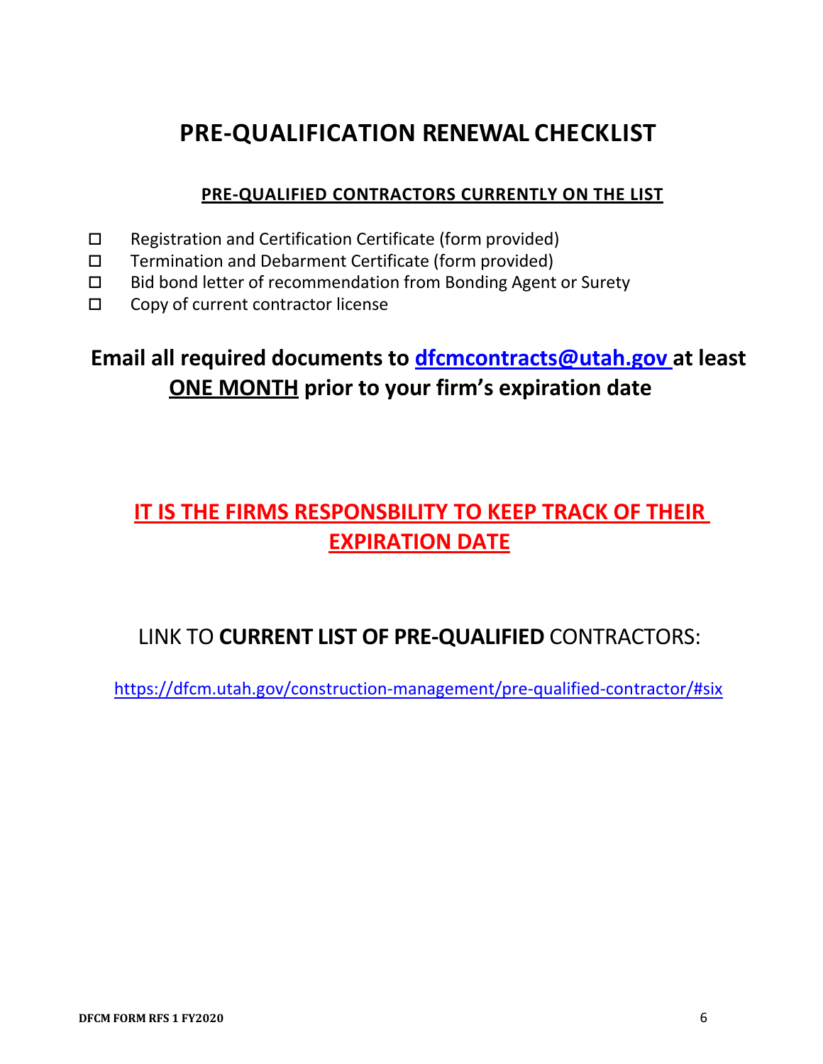# PRE-QUALIFICATION RENEWAL CHECKLIST

**PRE-QUALIFIED CONTRACTORS CURRENTLY ON THE LIST**

- ☐ Registration and Certification Certificate (form provided)
- ☐ Termination and Debarment Certificate (form provided)
- ☐ Bid bond letter of recommendation from Bonding Agent or Surety
- ☐ Copy of current contractor license

## Email all required documents to dfcmcontracts@utah.gov at least ONE MONTH prior to your firm's expiration date

## IT IS THE FIRMS RESPONSBILITY TO KEEP TRACK OF THEIR EXPIRATION DATE

LINK TO **CURRENT LIST OF PRE-QUALIFIED** CONTRACTORS:

https://dfcm.utah.gov/construction-management/pre-qualified-contractor/#six

DFCM FORM RFS 1 FY2020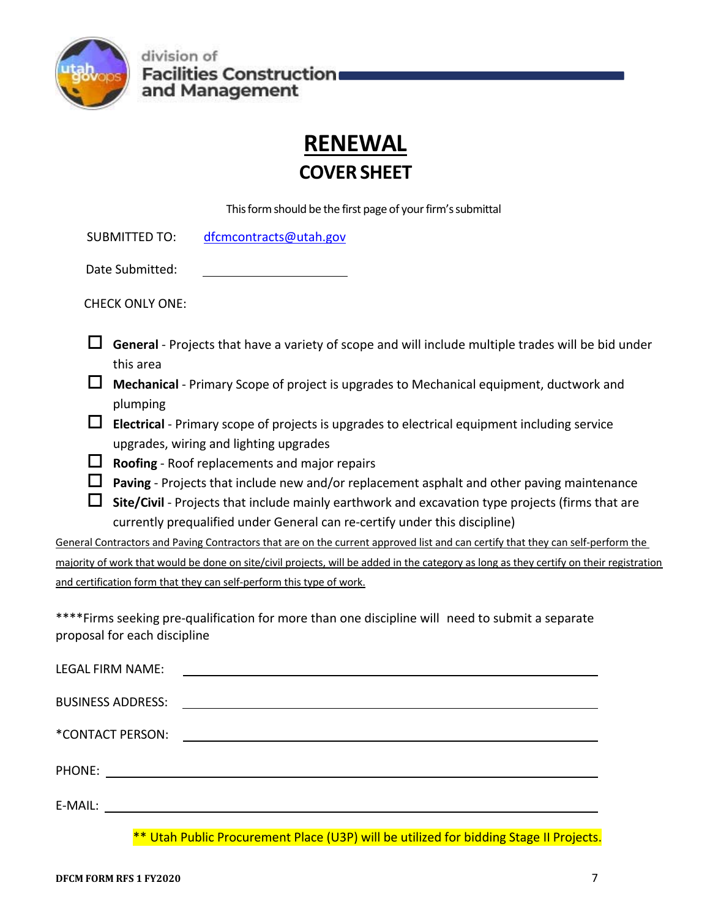division of
**Facilities Construction and Management**

# RENEWAL

## COVER SHEET

This form should be the first page of your firm's submittal

SUBMITTED TO: dfcmcontracts@utah.gov

Date Submitted: ____________________

CHECK ONLY ONE:

- ☐ **General** - Projects that have a variety of scope and will include multiple trades will be bid under this area
- ☐ **Mechanical** - Primary Scope of project is upgrades to Mechanical equipment, ductwork and plumping
- ☐ **Electrical** - Primary scope of projects is upgrades to electrical equipment including service upgrades, wiring and lighting upgrades
- ☐ **Roofing** - Roof replacements and major repairs
- ☐ **Paving** - Projects that include new and/or replacement asphalt and other paving maintenance
- ☐ **Site/Civil** - Projects that include mainly earthwork and excavation type projects (firms that are currently prequalified under General can re-certify under this discipline)

<u>General Contractors and Paving Contractors that are on the current approved list and can certify that they can self-perform the majority of work that would be done on site/civil projects, will be added in the category as long as they certify on their registration and certification form that they can self-perform this type of work.</u>

****Firms seeking pre-qualification for more than one discipline will need to submit a separate proposal for each discipline

LEGAL FIRM NAME: ____________________________________________

BUSINESS ADDRESS: ____________________________________________

*CONTACT PERSON: ____________________________________________

PHONE: ____________________________________________

E-MAIL: ____________________________________________

** Utah Public Procurement Place (U3P) will be utilized for bidding Stage II Projects.

DFCM FORM RFS 1 FY2020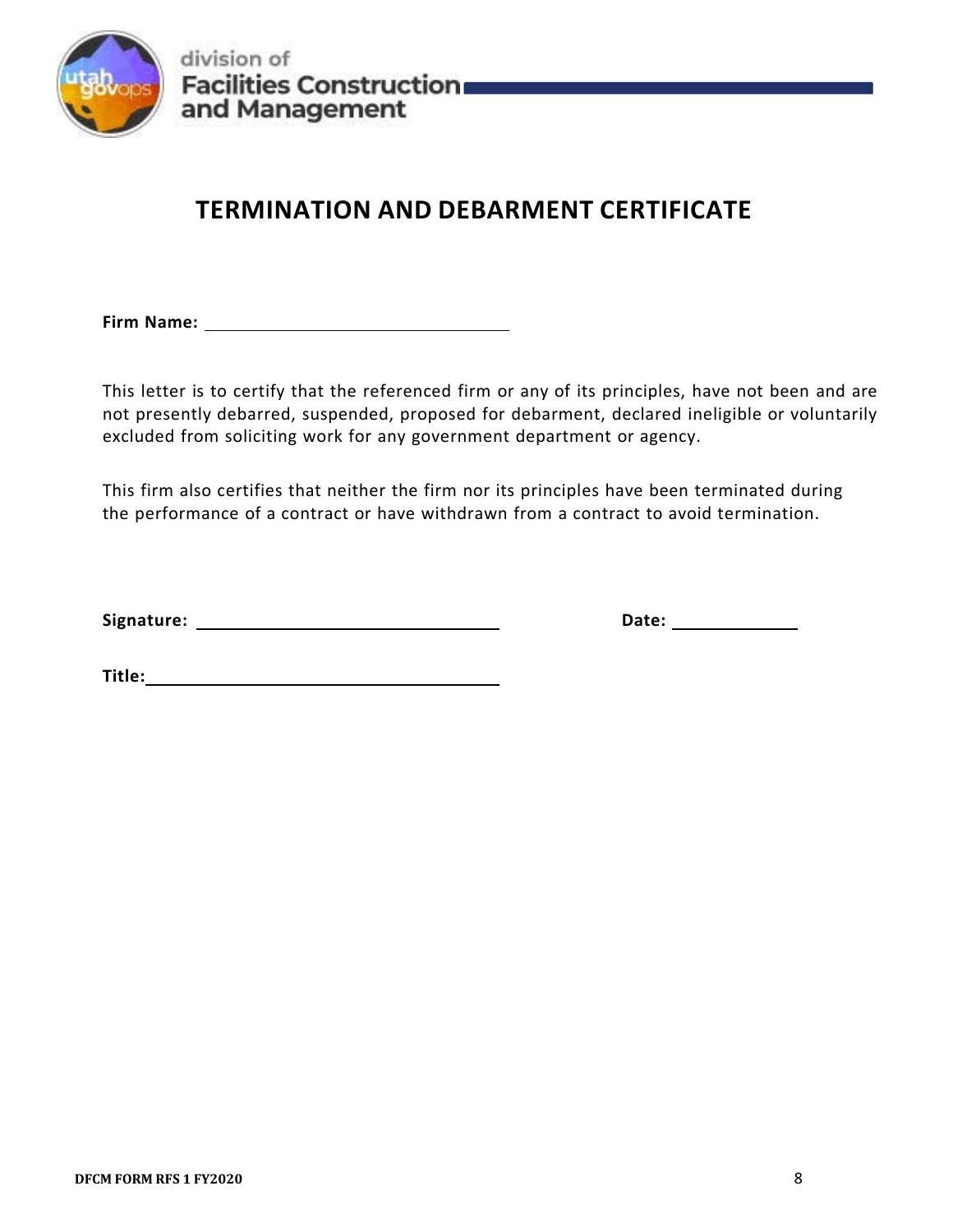division of
**Facilities Construction and Management**

# TERMINATION AND DEBARMENT CERTIFICATE

**Firm Name:** ______________________________

This letter is to certify that the referenced firm or any of its principles, have not been and are not presently debarred, suspended, proposed for debarment, declared ineligible or voluntarily excluded from soliciting work for any government department or agency.

This firm also certifies that neither the firm nor its principles have been terminated during the performance of a contract or have withdrawn from a contract to avoid termination.

**Signature:** ______________________________ **Date:** ____________

**Title:** ______________________________

DFCM FORM RFS 1 FY2020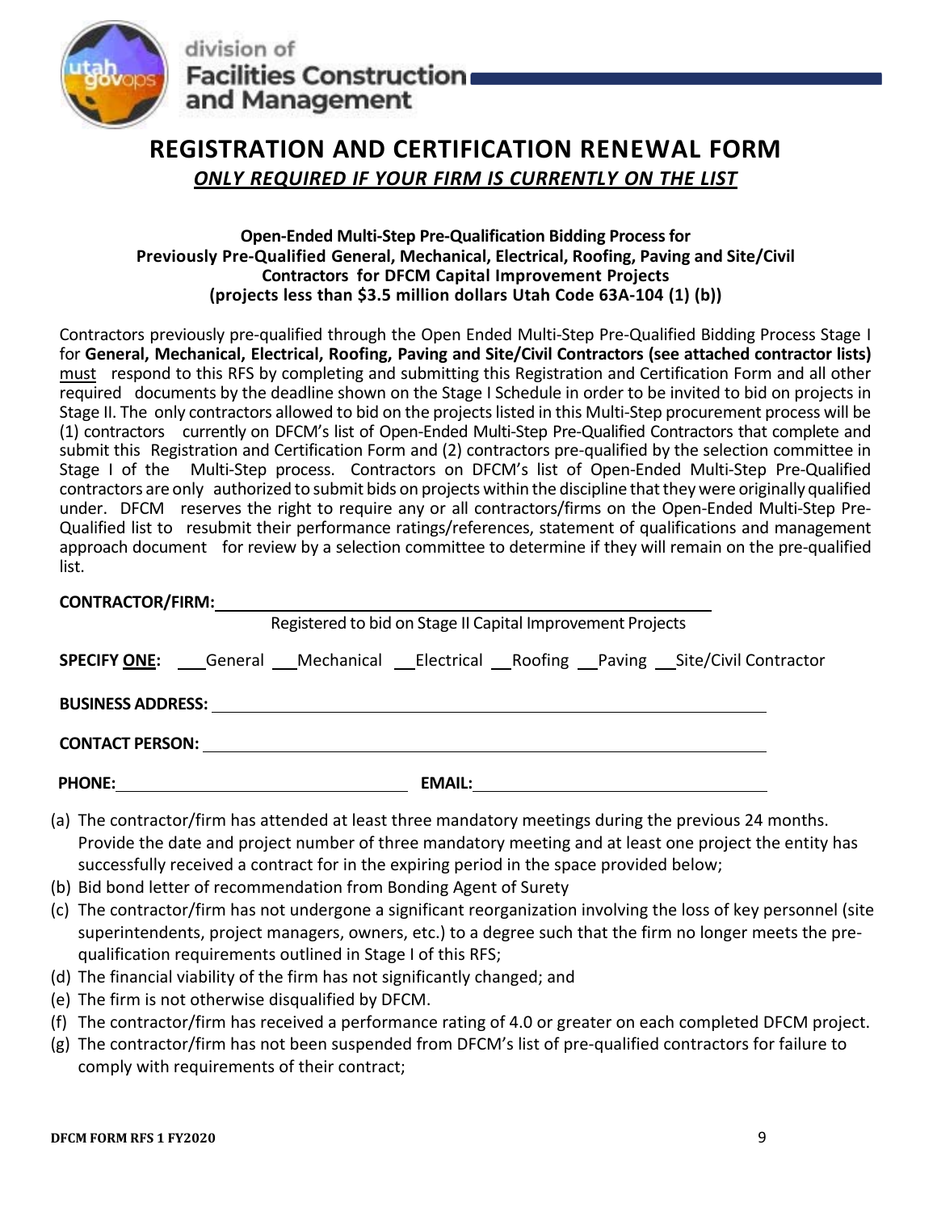division of
**Facilities Construction and Management**

# REGISTRATION AND CERTIFICATION RENEWAL FORM

***ONLY REQUIRED IF YOUR FIRM IS CURRENTLY ON THE LIST***

**Open-Ended Multi-Step Pre-Qualification Bidding Process for Previously Pre-Qualified General, Mechanical, Electrical, Roofing, Paving and Site/Civil Contractors for DFCM Capital Improvement Projects (projects less than $3.5 million dollars Utah Code 63A-104 (1) (b))**

Contractors previously pre-qualified through the Open Ended Multi-Step Pre-Qualified Bidding Process Stage I for **General, Mechanical, Electrical, Roofing, Paving and Site/Civil Contractors (see attached contractor lists)** must respond to this RFS by completing and submitting this Registration and Certification Form and all other required documents by the deadline shown on the Stage I Schedule in order to be invited to bid on projects in Stage II. The only contractors allowed to bid on the projects listed in this Multi-Step procurement process will be (1) contractors currently on DFCM's list of Open-Ended Multi-Step Pre-Qualified Contractors that complete and submit this Registration and Certification Form and (2) contractors pre-qualified by the selection committee in Stage I of the Multi-Step process. Contractors on DFCM's list of Open-Ended Multi-Step Pre-Qualified contractors are only authorized to submit bids on projects within the discipline that they were originally qualified under. DFCM reserves the right to require any or all contractors/firms on the Open-Ended Multi-Step Pre-Qualified list to resubmit their performance ratings/references, statement of qualifications and management approach document for review by a selection committee to determine if they will remain on the pre-qualified list.

**CONTRACTOR/FIRM:** ______________________________________________

Registered to bid on Stage II Capital Improvement Projects

**SPECIFY ONE:** ___General ___Mechanical ___Electrical ___Roofing ___Paving ___Site/Civil Contractor

**BUSINESS ADDRESS:** ______________________________________________

**CONTACT PERSON:** ______________________________________________

**PHONE:** ______________________ **EMAIL:** ______________________

(a) The contractor/firm has attended at least three mandatory meetings during the previous 24 months. Provide the date and project number of three mandatory meeting and at least one project the entity has successfully received a contract for in the expiring period in the space provided below;
(b) Bid bond letter of recommendation from Bonding Agent of Surety
(c) The contractor/firm has not undergone a significant reorganization involving the loss of key personnel (site superintendents, project managers, owners, etc.) to a degree such that the firm no longer meets the pre-qualification requirements outlined in Stage I of this RFS;
(d) The financial viability of the firm has not significantly changed; and
(e) The firm is not otherwise disqualified by DFCM.
(f) The contractor/firm has received a performance rating of 4.0 or greater on each completed DFCM project.
(g) The contractor/firm has not been suspended from DFCM's list of pre-qualified contractors for failure to comply with requirements of their contract;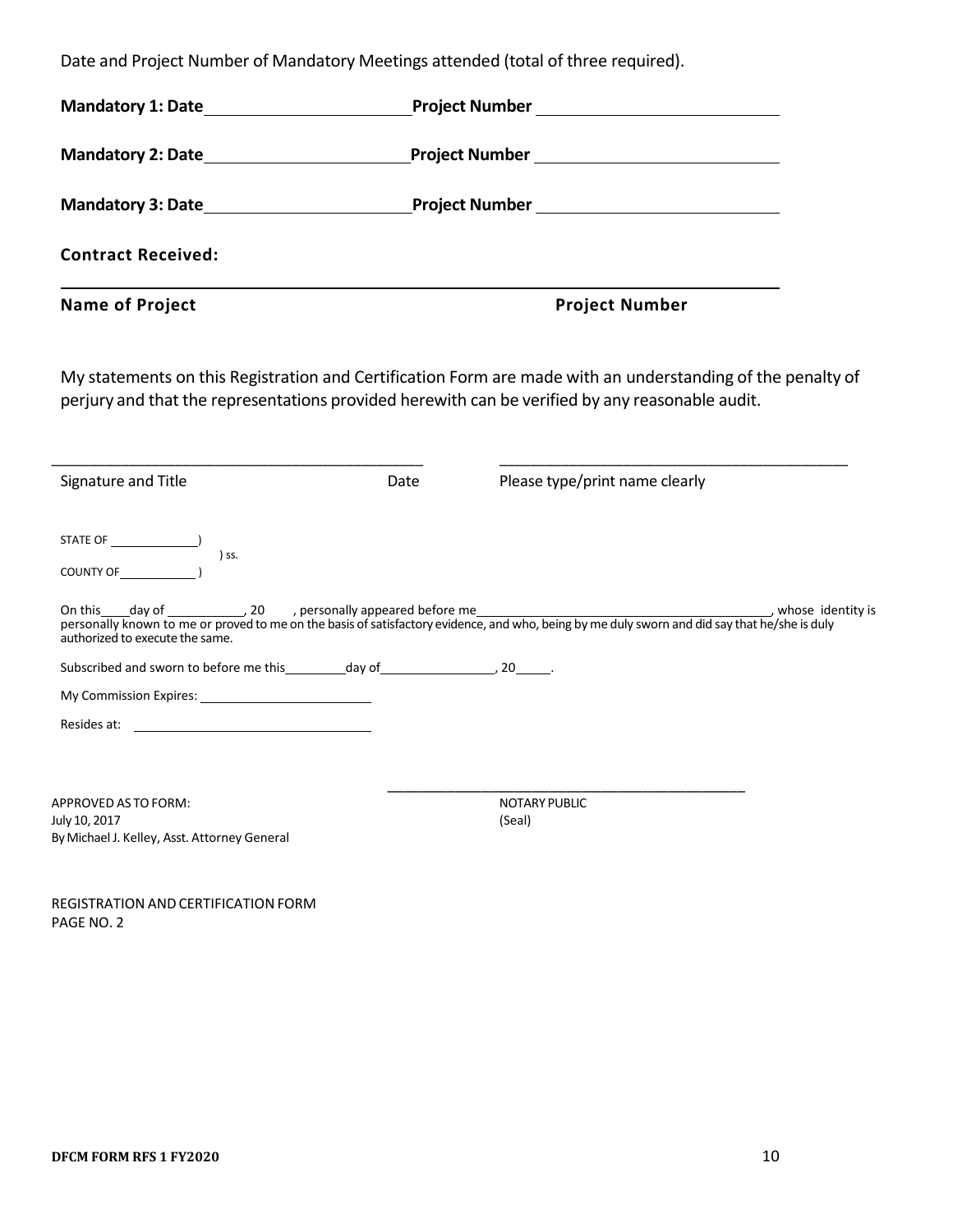Date and Project Number of Mandatory Meetings attended (total of three required).

**Mandatory 1: Date**\_\_\_\_\_\_\_\_\_\_\_\_\_\_\_\_\_\_\_\_\_\_ **Project Number** \_\_\_\_\_\_\_\_\_\_\_\_\_\_\_\_\_\_\_\_\_\_\_\_\_\_

**Mandatory 2: Date**\_\_\_\_\_\_\_\_\_\_\_\_\_\_\_\_\_\_\_\_\_\_ **Project Number** \_\_\_\_\_\_\_\_\_\_\_\_\_\_\_\_\_\_\_\_\_\_\_\_\_\_

**Mandatory 3: Date**\_\_\_\_\_\_\_\_\_\_\_\_\_\_\_\_\_\_\_\_\_\_ **Project Number** \_\_\_\_\_\_\_\_\_\_\_\_\_\_\_\_\_\_\_\_\_\_\_\_\_\_

**Contract Received:**

\_\_\_\_\_\_\_\_\_\_\_\_\_\_\_\_\_\_\_\_\_\_\_\_\_\_\_\_\_\_\_\_\_\_\_\_\_\_\_\_\_\_\_\_\_\_\_\_\_\_\_\_\_\_\_\_\_\_\_\_\_\_\_\_\_\_\_\_\_\_\_\_

**Name of Project** **Project Number**

My statements on this Registration and Certification Form are made with an understanding of the penalty of perjury and that the representations provided herewith can be verified by any reasonable audit.

\_\_\_\_\_\_\_\_\_\_\_\_\_\_\_\_\_\_\_\_\_\_\_\_\_\_\_\_\_\_\_\_\_\_\_\_\_\_\_\_\_\_\_\_\_\_\_\_ \_\_\_\_\_\_\_\_\_\_\_\_\_\_\_\_\_\_\_\_\_\_\_\_\_\_\_\_\_\_\_\_\_\_\_\_\_\_\_\_\_\_\_\_\_

Signature and Title Date Please type/print name clearly

STATE OF \_\_\_\_\_\_\_\_\_\_\_\_)
) ss.
COUNTY OF\_\_\_\_\_\_\_\_\_\_\_\_)

On this\_\_\_\_day of \_\_\_\_\_\_\_\_\_\_\_, 20 , personally appeared before me\_\_\_\_\_\_\_\_\_\_\_\_\_\_\_\_\_\_\_\_\_\_\_\_\_\_\_\_\_\_\_\_\_\_\_\_\_\_\_\_\_\_, whose identity is personally known to me or proved to me on the basis of satisfactory evidence, and who, being by me duly sworn and did say that he/she is duly authorized to execute the same.

Subscribed and sworn to before me this\_\_\_\_\_\_\_\_\_day of\_\_\_\_\_\_\_\_\_\_\_\_\_\_\_\_\_, 20\_\_\_\_\_.

My Commission Expires: \_\_\_\_\_\_\_\_\_\_\_\_\_\_\_\_\_\_\_\_\_\_\_\_\_

Resides at: \_\_\_\_\_\_\_\_\_\_\_\_\_\_\_\_\_\_\_\_\_\_\_\_\_\_\_\_\_\_\_\_\_

\_\_\_\_\_\_\_\_\_\_\_\_\_\_\_\_\_\_\_\_\_\_\_\_\_\_\_\_\_\_\_\_\_\_\_\_\_\_\_\_\_\_\_\_\_\_\_\_\_

NOTARY PUBLIC
(Seal)

APPROVED AS TO FORM:
July 10, 2017
By Michael J. Kelley, Asst. Attorney General

REGISTRATION AND CERTIFICATION FORM
PAGE NO. 2

DFCM FORM RFS 1 FY2020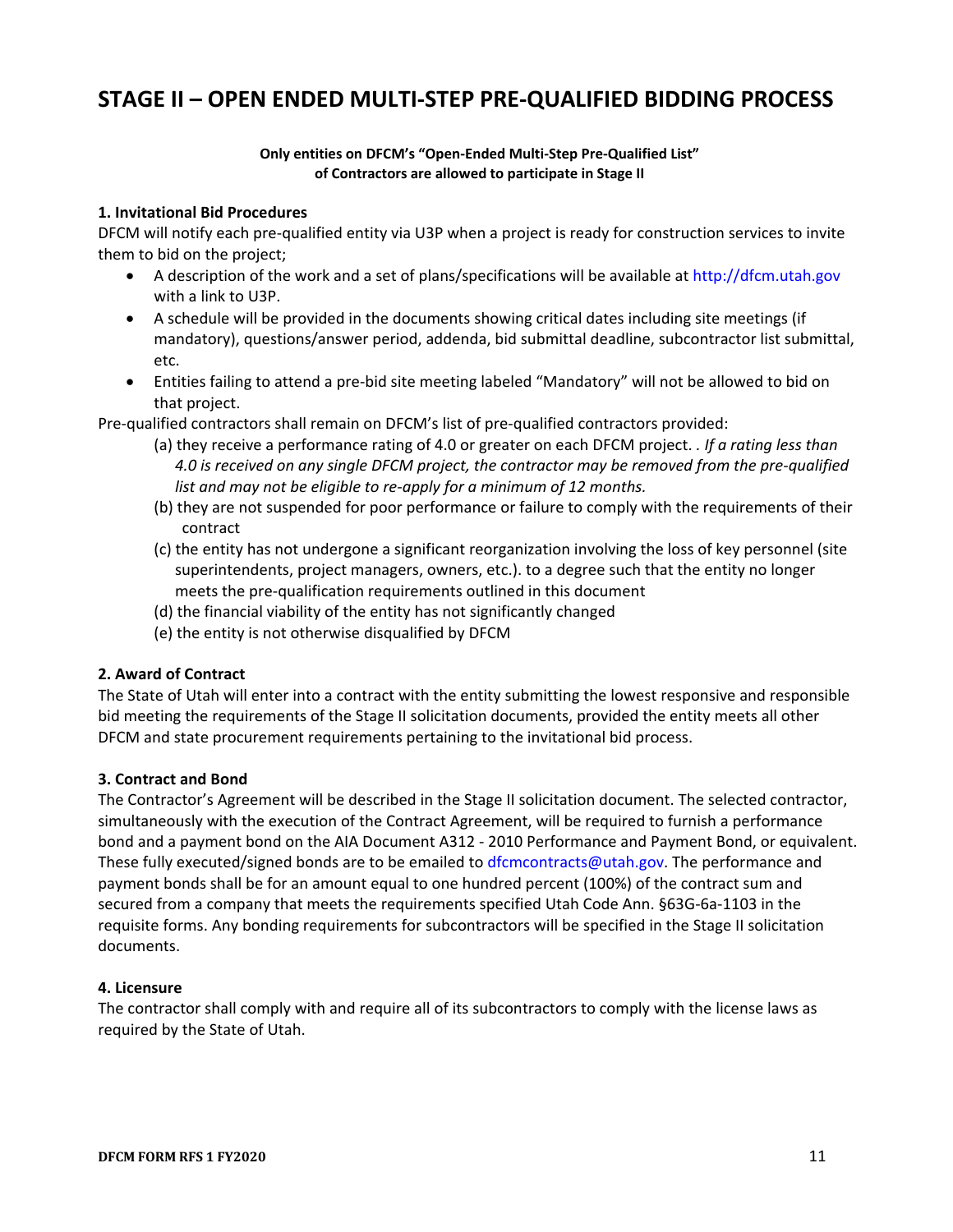# STAGE II – OPEN ENDED MULTI-STEP PRE-QUALIFIED BIDDING PROCESS

**Only entities on DFCM's "Open-Ended Multi-Step Pre-Qualified List" of Contractors are allowed to participate in Stage II**

**1. Invitational Bid Procedures**

DFCM will notify each pre-qualified entity via U3P when a project is ready for construction services to invite them to bid on the project;

- A description of the work and a set of plans/specifications will be available at http://dfcm.utah.gov with a link to U3P.
- A schedule will be provided in the documents showing critical dates including site meetings (if mandatory), questions/answer period, addenda, bid submittal deadline, subcontractor list submittal, etc.
- Entities failing to attend a pre-bid site meeting labeled "Mandatory" will not be allowed to bid on that project.

Pre-qualified contractors shall remain on DFCM's list of pre-qualified contractors provided:

(a) they receive a performance rating of 4.0 or greater on each DFCM project. . *If a rating less than 4.0 is received on any single DFCM project, the contractor may be removed from the pre-qualified list and may not be eligible to re-apply for a minimum of 12 months.*

(b) they are not suspended for poor performance or failure to comply with the requirements of their contract

(c) the entity has not undergone a significant reorganization involving the loss of key personnel (site superintendents, project managers, owners, etc.). to a degree such that the entity no longer meets the pre-qualification requirements outlined in this document

(d) the financial viability of the entity has not significantly changed

(e) the entity is not otherwise disqualified by DFCM

**2. Award of Contract**

The State of Utah will enter into a contract with the entity submitting the lowest responsive and responsible bid meeting the requirements of the Stage II solicitation documents, provided the entity meets all other DFCM and state procurement requirements pertaining to the invitational bid process.

**3. Contract and Bond**

The Contractor's Agreement will be described in the Stage II solicitation document. The selected contractor, simultaneously with the execution of the Contract Agreement, will be required to furnish a performance bond and a payment bond on the AIA Document A312 - 2010 Performance and Payment Bond, or equivalent. These fully executed/signed bonds are to be emailed to dfcmcontracts@utah.gov. The performance and payment bonds shall be for an amount equal to one hundred percent (100%) of the contract sum and secured from a company that meets the requirements specified Utah Code Ann. §63G-6a-1103 in the requisite forms. Any bonding requirements for subcontractors will be specified in the Stage II solicitation documents.

**4. Licensure**

The contractor shall comply with and require all of its subcontractors to comply with the license laws as required by the State of Utah.